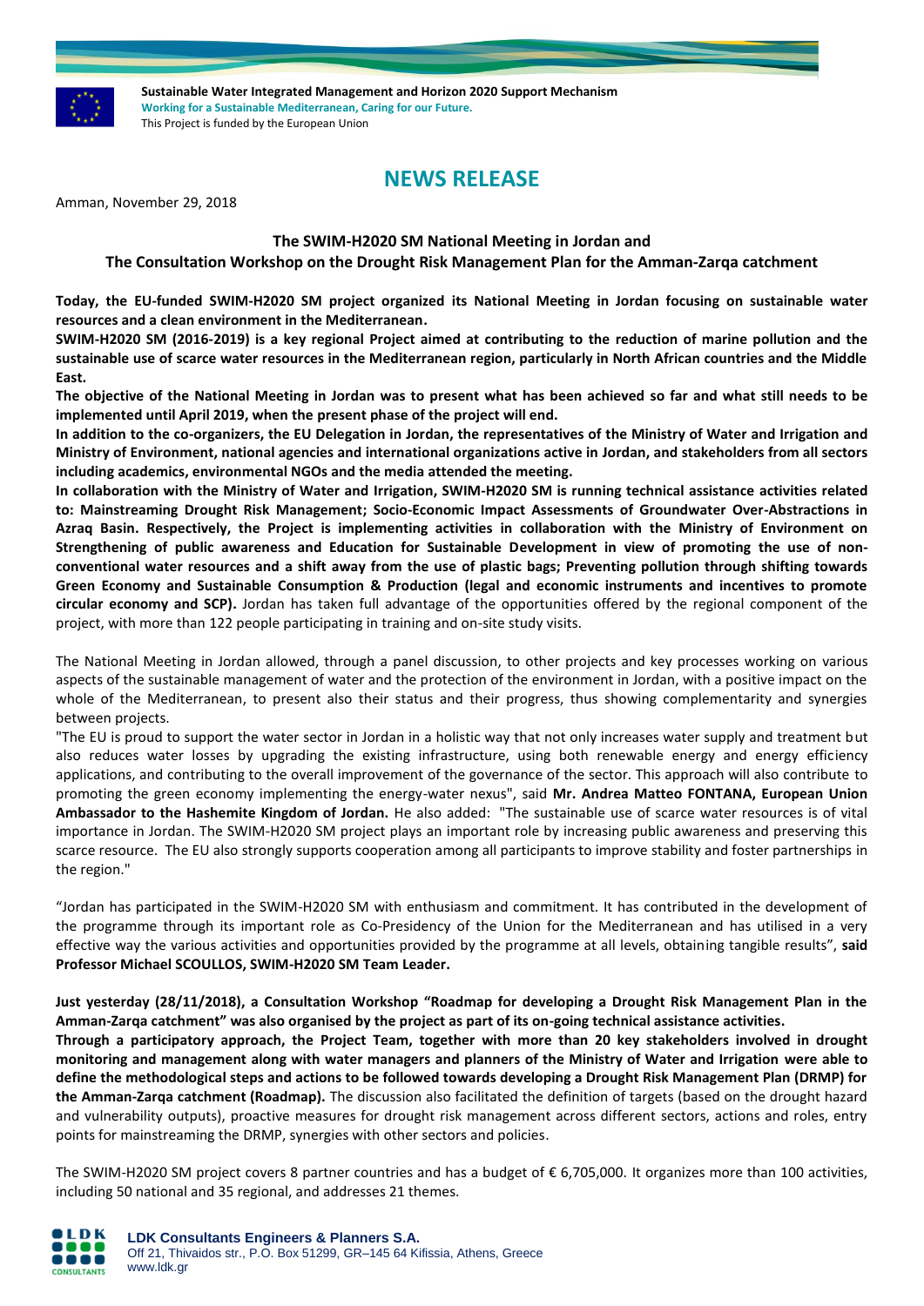Sustainable Water Integrated Management and Horizon 2020 Support Mechanism
**Working for a Sustainable Mediterranean, Caring for our Future.**
This Project is funded by the European Union

# NEWS RELEASE

Amman, November 29, 2018

## The SWIM-H2020 SM National Meeting in Jordan and The Consultation Workshop on the Drought Risk Management Plan for the Amman-Zarqa catchment

**Today, the EU-funded SWIM-H2020 SM project organized its National Meeting in Jordan focusing on sustainable water resources and a clean environment in the Mediterranean.**

**SWIM-H2020 SM (2016-2019) is a key regional Project aimed at contributing to the reduction of marine pollution and the sustainable use of scarce water resources in the Mediterranean region, particularly in North African countries and the Middle East.**

**The objective of the National Meeting in Jordan was to present what has been achieved so far and what still needs to be implemented until April 2019, when the present phase of the project will end.**

**In addition to the co-organizers, the EU Delegation in Jordan, the representatives of the Ministry of Water and Irrigation and Ministry of Environment, national agencies and international organizations active in Jordan, and stakeholders from all sectors including academics, environmental NGOs and the media attended the meeting.**

**In collaboration with the Ministry of Water and Irrigation, SWIM-H2020 SM is running technical assistance activities related to: Mainstreaming Drought Risk Management; Socio-Economic Impact Assessments of Groundwater Over-Abstractions in Azraq Basin. Respectively, the Project is implementing activities in collaboration with the Ministry of Environment on Strengthening of public awareness and Education for Sustainable Development in view of promoting the use of non-conventional water resources and a shift away from the use of plastic bags; Preventing pollution through shifting towards Green Economy and Sustainable Consumption & Production (legal and economic instruments and incentives to promote circular economy and SCP).** Jordan has taken full advantage of the opportunities offered by the regional component of the project, with more than 122 people participating in training and on-site study visits.

The National Meeting in Jordan allowed, through a panel discussion, to other projects and key processes working on various aspects of the sustainable management of water and the protection of the environment in Jordan, with a positive impact on the whole of the Mediterranean, to present also their status and their progress, thus showing complementarity and synergies between projects.

"The EU is proud to support the water sector in Jordan in a holistic way that not only increases water supply and treatment but also reduces water losses by upgrading the existing infrastructure, using both renewable energy and energy efficiency applications, and contributing to the overall improvement of the governance of the sector. This approach will also contribute to promoting the green economy implementing the energy-water nexus", said **Mr. Andrea Matteo FONTANA, European Union Ambassador to the Hashemite Kingdom of Jordan.** He also added: "The sustainable use of scarce water resources is of vital importance in Jordan. The SWIM-H2020 SM project plays an important role by increasing public awareness and preserving this scarce resource. The EU also strongly supports cooperation among all participants to improve stability and foster partnerships in the region."

"Jordan has participated in the SWIM-H2020 SM with enthusiasm and commitment. It has contributed in the development of the programme through its important role as Co-Presidency of the Union for the Mediterranean and has utilised in a very effective way the various activities and opportunities provided by the programme at all levels, obtaining tangible results", **said Professor Michael SCOULLOS, SWIM-H2020 SM Team Leader.**

**Just yesterday (28/11/2018), a Consultation Workshop "Roadmap for developing a Drought Risk Management Plan in the Amman-Zarqa catchment" was also organised by the project as part of its on-going technical assistance activities.**

**Through a participatory approach, the Project Team, together with more than 20 key stakeholders involved in drought monitoring and management along with water managers and planners of the Ministry of Water and Irrigation were able to define the methodological steps and actions to be followed towards developing a Drought Risk Management Plan (DRMP) for the Amman-Zarqa catchment (Roadmap).** The discussion also facilitated the definition of targets (based on the drought hazard and vulnerability outputs), proactive measures for drought risk management across different sectors, actions and roles, entry points for mainstreaming the DRMP, synergies with other sectors and policies.

The SWIM-H2020 SM project covers 8 partner countries and has a budget of € 6,705,000. It organizes more than 100 activities, including 50 national and 35 regional, and addresses 21 themes.

**LDK Consultants Engineers & Planners S.A.**
Off 21, Thivaidos str., P.O. Box 51299, GR–145 64 Kifissia, Athens, Greece
www.ldk.gr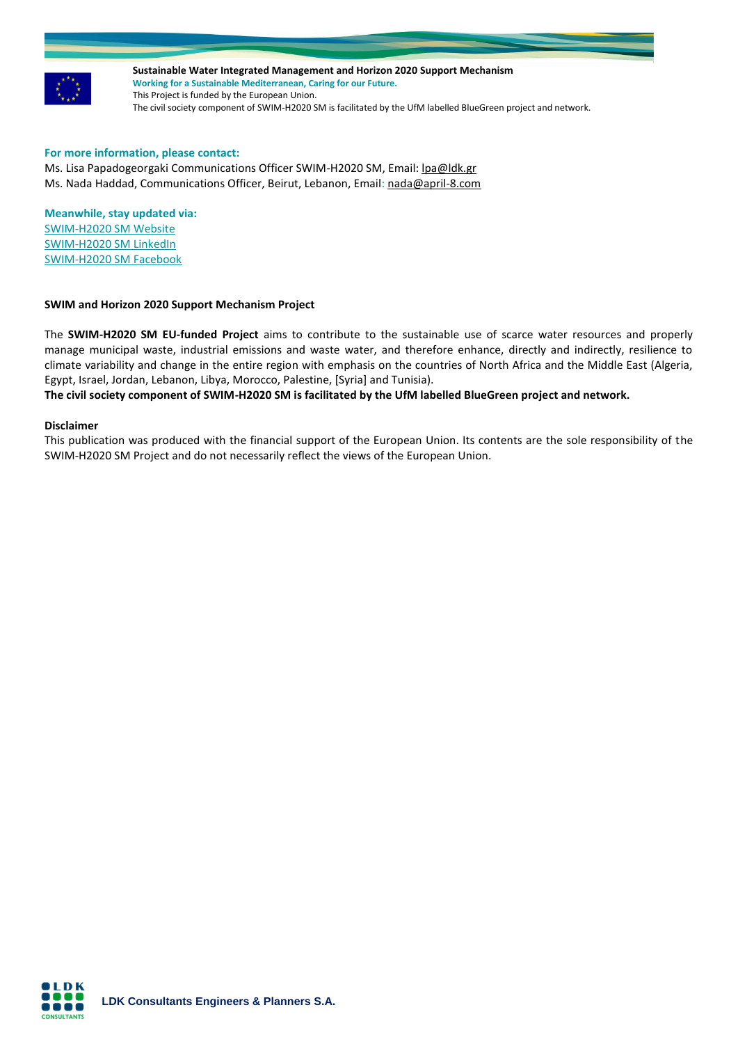**Sustainable Water Integrated Management and Horizon 2020 Support Mechanism**
**Working for a Sustainable Mediterranean, Caring for our Future.**
This Project is funded by the European Union.
The civil society component of SWIM-H2020 SM is facilitated by the UfM labelled BlueGreen project and network.

**For more information, please contact:**
Ms. Lisa Papadogeorgaki Communications Officer SWIM-H2020 SM, Email: lpa@ldk.gr
Ms. Nada Haddad, Communications Officer, Beirut, Lebanon, Email: nada@april-8.com

**Meanwhile, stay updated via:**
SWIM-H2020 SM Website
SWIM-H2020 SM LinkedIn
SWIM-H2020 SM Facebook

**SWIM and Horizon 2020 Support Mechanism Project**

The **SWIM-H2020 SM EU-funded Project** aims to contribute to the sustainable use of scarce water resources and properly manage municipal waste, industrial emissions and waste water, and therefore enhance, directly and indirectly, resilience to climate variability and change in the entire region with emphasis on the countries of North Africa and the Middle East (Algeria, Egypt, Israel, Jordan, Lebanon, Libya, Morocco, Palestine, [Syria] and Tunisia).
**The civil society component of SWIM-H2020 SM is facilitated by the UfM labelled BlueGreen project and network.**

**Disclaimer**
This publication was produced with the financial support of the European Union. Its contents are the sole responsibility of the SWIM-H2020 SM Project and do not necessarily reflect the views of the European Union.

**LDK Consultants Engineers & Planners S.A.**